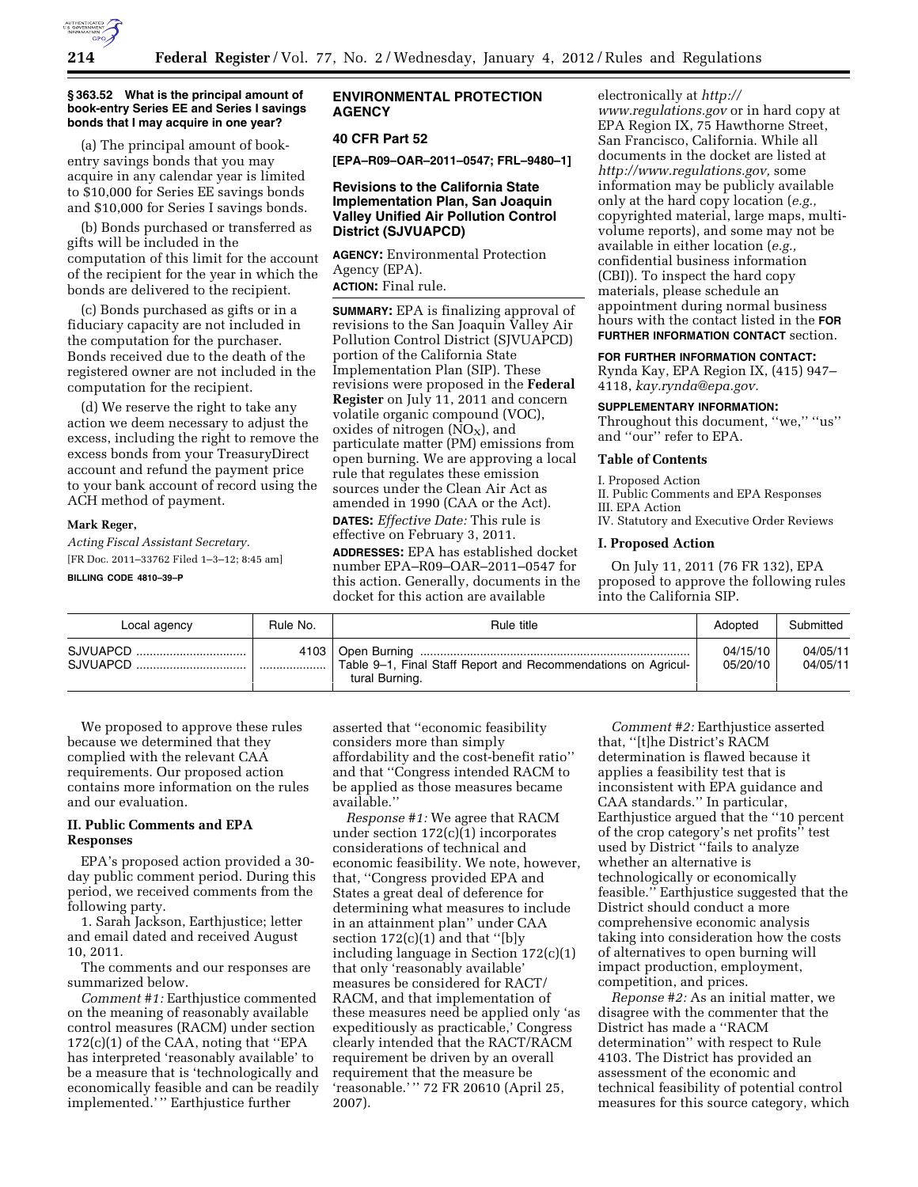### § 363.52 What is the principal amount of book-entry Series EE and Series I savings bonds that I may acquire in one year?

(a) The principal amount of book-entry savings bonds that you may acquire in any calendar year is limited to $10,000 for Series EE savings bonds and $10,000 for Series I savings bonds.

(b) Bonds purchased or transferred as gifts will be included in the computation of this limit for the account of the recipient for the year in which the bonds are delivered to the recipient.

(c) Bonds purchased as gifts or in a fiduciary capacity are not included in the computation for the purchaser. Bonds received due to the death of the registered owner are not included in the computation for the recipient.

(d) We reserve the right to take any action we deem necessary to adjust the excess, including the right to remove the excess bonds from your TreasuryDirect account and refund the payment price to your bank account of record using the ACH method of payment.

**Mark Reger,**

*Acting Fiscal Assistant Secretary.*

[FR Doc. 2011–33762 Filed 1–3–12; 8:45 am]

**BILLING CODE 4810–39–P**

## ENVIRONMENTAL PROTECTION AGENCY

### 40 CFR Part 52

**[EPA–R09–OAR–2011–0547; FRL–9480–1]**

### Revisions to the California State Implementation Plan, San Joaquin Valley Unified Air Pollution Control District (SJVUAPCD)

**AGENCY:** Environmental Protection Agency (EPA).

**ACTION:** Final rule.

**SUMMARY:** EPA is finalizing approval of revisions to the San Joaquin Valley Air Pollution Control District (SJVUAPCD) portion of the California State Implementation Plan (SIP). These revisions were proposed in the **Federal Register** on July 11, 2011 and concern volatile organic compound (VOC), oxides of nitrogen ($NO_X$), and particulate matter (PM) emissions from open burning. We are approving a local rule that regulates these emission sources under the Clean Air Act as amended in 1990 (CAA or the Act).

**DATES:** *Effective Date:* This rule is effective on February 3, 2011.

**ADDRESSES:** EPA has established docket number EPA–R09–OAR–2011–0547 for this action. Generally, documents in the docket for this action are available electronically at *http://www.regulations.gov* or in hard copy at EPA Region IX, 75 Hawthorne Street, San Francisco, California. While all documents in the docket are listed at *http://www.regulations.gov,* some information may be publicly available only at the hard copy location (*e.g.,* copyrighted material, large maps, multi-volume reports), and some may not be available in either location (*e.g.,* confidential business information (CBI)). To inspect the hard copy materials, please schedule an appointment during normal business hours with the contact listed in the **FOR FURTHER INFORMATION CONTACT** section.

**FOR FURTHER INFORMATION CONTACT:** Rynda Kay, EPA Region IX, (415) 947–4118, *kay.rynda@epa.gov.*

**SUPPLEMENTARY INFORMATION:** Throughout this document, ''we,'' ''us'' and ''our'' refer to EPA.

### Table of Contents

I. Proposed Action
II. Public Comments and EPA Responses
III. EPA Action
IV. Statutory and Executive Order Reviews

### I. Proposed Action

On July 11, 2011 (76 FR 132), EPA proposed to approve the following rules into the California SIP.

| Local agency | Rule No. | Rule title | Adopted | Submitted |
|---|---|---|---|---|
| SJVUAPCD | 4103 | Open Burning | 04/15/10 | 04/05/11 |
| SJVUAPCD | | Table 9–1, Final Staff Report and Recommendations on Agricultural Burning. | 05/20/10 | 04/05/11 |

We proposed to approve these rules because we determined that they complied with the relevant CAA requirements. Our proposed action contains more information on the rules and our evaluation.

### II. Public Comments and EPA Responses

EPA's proposed action provided a 30-day public comment period. During this period, we received comments from the following party.

1. Sarah Jackson, Earthjustice; letter and email dated and received August 10, 2011.

The comments and our responses are summarized below.

*Comment #1:* Earthjustice commented on the meaning of reasonably available control measures (RACM) under section 172(c)(1) of the CAA, noting that ''EPA has interpreted 'reasonably available' to be a measure that is 'technologically and economically feasible and can be readily implemented.' '' Earthjustice further asserted that ''economic feasibility considers more than simply affordability and the cost-benefit ratio'' and that ''Congress intended RACM to be applied as those measures became available.''

*Response #1:* We agree that RACM under section 172(c)(1) incorporates considerations of technical and economic feasibility. We note, however, that, ''Congress provided EPA and States a great deal of deference for determining what measures to include in an attainment plan'' under CAA section 172(c)(1) and that ''[b]y including language in Section 172(c)(1) that only 'reasonably available' measures be considered for RACT/RACM, and that implementation of these measures need be applied only 'as expeditiously as practicable,' Congress clearly intended that the RACT/RACM requirement be driven by an overall requirement that the measure be 'reasonable.' '' 72 FR 20610 (April 25, 2007).

*Comment #2:* Earthjustice asserted that, ''[t]he District's RACM determination is flawed because it applies a feasibility test that is inconsistent with EPA guidance and CAA standards.'' In particular, Earthjustice argued that the ''10 percent of the crop category's net profits'' test used by District ''fails to analyze whether an alternative is technologically or economically feasible.'' Earthjustice suggested that the District should conduct a more comprehensive economic analysis taking into consideration how the costs of alternatives to open burning will impact production, employment, competition, and prices.

*Reponse #2:* As an initial matter, we disagree with the commenter that the District has made a ''RACM determination'' with respect to Rule 4103. The District has provided an assessment of the economic and technical feasibility of potential control measures for this source category, which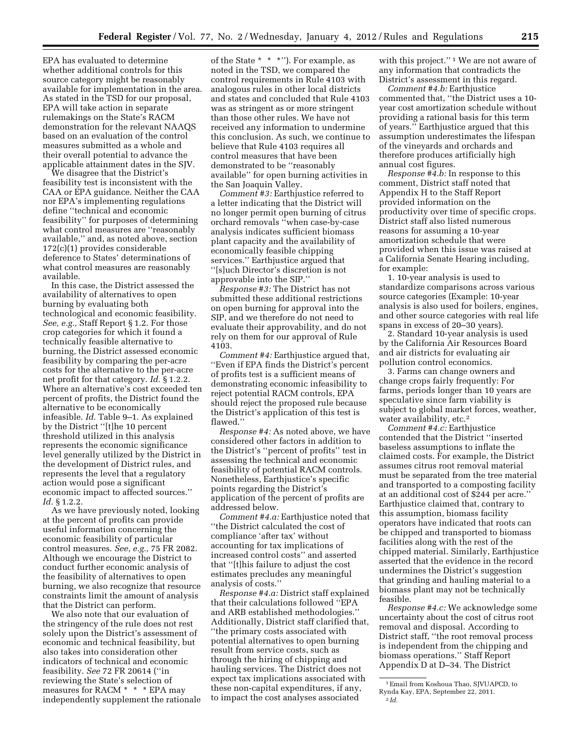EPA has evaluated to determine whether additional controls for this source category might be reasonably available for implementation in the area. As stated in the TSD for our proposal, EPA will take action in separate rulemakings on the State's RACM demonstration for the relevant NAAQS based on an evaluation of the control measures submitted as a whole and their overall potential to advance the applicable attainment dates in the SJV.

We disagree that the District's feasibility test is inconsistent with the CAA or EPA guidance. Neither the CAA nor EPA's implementing regulations define "technical and economic feasibility" for purposes of determining what control measures are "reasonably available," and, as noted above, section 172(c)(1) provides considerable deference to States' determinations of what control measures are reasonably available.

In this case, the District assessed the availability of alternatives to open burning by evaluating both technological and economic feasibility. *See, e.g.,* Staff Report § 1.2. For those crop categories for which it found a technically feasible alternative to burning, the District assessed economic feasibility by comparing the per-acre costs for the alternative to the per-acre net profit for that category. *Id.* § 1.2.2. Where an alternative's cost exceeded ten percent of profits, the District found the alternative to be economically infeasible. *Id.* Table 9–1. As explained by the District "[t]he 10 percent threshold utilized in this analysis represents the economic significance level generally utilized by the District in the development of District rules, and represents the level that a regulatory action would pose a significant economic impact to affected sources." *Id.* § 1.2.2.

As we have previously noted, looking at the percent of profits can provide useful information concerning the economic feasibility of particular control measures. *See, e.g.,* 75 FR 2082. Although we encourage the District to conduct further economic analysis of the feasibility of alternatives to open burning, we also recognize that resource constraints limit the amount of analysis that the District can perform.

We also note that our evaluation of the stringency of the rule does not rest solely upon the District's assessment of economic and technical feasibility, but also takes into consideration other indicators of technical and economic feasibility. *See* 72 FR 20614 ("in reviewing the State's selection of measures for RACM * * * EPA may independently supplement the rationale of the State * * *"). For example, as noted in the TSD, we compared the control requirements in Rule 4103 with analogous rules in other local districts and states and concluded that Rule 4103 was as stringent as or more stringent than those other rules. We have not received any information to undermine this conclusion. As such, we continue to believe that Rule 4103 requires all control measures that have been demonstrated to be "reasonably available" for open burning activities in the San Joaquin Valley.

*Comment #3:* Earthjustice referred to a letter indicating that the District will no longer permit open burning of citrus orchard removals "when case-by-case analysis indicates sufficient biomass plant capacity and the availability of economically feasible chipping services." Earthjustice argued that "[s]uch Director's discretion is not approvable into the SIP."

*Response #3:* The District has not submitted these additional restrictions on open burning for approval into the SIP, and we therefore do not need to evaluate their approvability, and do not rely on them for our approval of Rule 4103.

*Comment #4:* Earthjustice argued that, "Even if EPA finds the District's percent of profits test is a sufficient means of demonstrating economic infeasibility to reject potential RACM controls, EPA should reject the proposed rule because the District's application of this test is flawed."

*Response #4:* As noted above, we have considered other factors in addition to the District's "percent of profits" test in assessing the technical and economic feasibility of potential RACM controls. Nonetheless, Earthjustice's specific points regarding the District's application of the percent of profits are addressed below.

*Comment #4.a:* Earthjustice noted that "the District calculated the cost of compliance 'after tax' without accounting for tax implications of increased control costs" and asserted that "[t]his failure to adjust the cost estimates precludes any meaningful analysis of costs."

*Response #4.a:* District staff explained that their calculations followed "EPA and ARB established methodologies." Additionally, District staff clarified that, "the primary costs associated with potential alternatives to open burning result from service costs, such as through the hiring of chipping and hauling services. The District does not expect tax implications associated with these non-capital expenditures, if any, to impact the cost analyses associated with this project." [1] We are not aware of any information that contradicts the District's assessment in this regard.

*Comment #4.b:* Earthjustice commented that, "the District uses a 10-year cost amortization schedule without providing a rational basis for this term of years." Earthjustice argued that this assumption underestimates the lifespan of the vineyards and orchards and therefore produces artificially high annual cost figures.

*Response #4.b:* In response to this comment, District staff noted that Appendix H to the Staff Report provided information on the productivity over time of specific crops. District staff also listed numerous reasons for assuming a 10-year amortization schedule that were provided when this issue was raised at a California Senate Hearing including, for example:

1. 10-year analysis is used to standardize comparisons across various source categories (Example: 10-year analysis is also used for boilers, engines, and other source categories with real life spans in excess of 20–30 years).
2. Standard 10-year analysis is used by the California Air Resources Board and air districts for evaluating air pollution control economics.
3. Farms can change owners and change crops fairly frequently: For farms, periods longer than 10 years are speculative since farm viability is subject to global market forces, weather, water availability, etc.[2]

*Comment #4.c:* Earthjustice contended that the District "inserted baseless assumptions to inflate the claimed costs. For example, the District assumes citrus root removal material must be separated from the tree material and transported to a composting facility at an additional cost of $244 per acre." Earthjustice claimed that, contrary to this assumption, biomass facility operators have indicated that roots can be chipped and transported to biomass facilities along with the rest of the chipped material. Similarly, Earthjustice asserted that the evidence in the record undermines the District's suggestion that grinding and hauling material to a biomass plant may not be technically feasible.

*Response #4.c:* We acknowledge some uncertainty about the cost of citrus root removal and disposal. According to District staff, "the root removal process is independent from the chipping and biomass operations." Staff Report Appendix D at D–34. The District

---

[1] Email from Koshoua Thao, SJVUAPCD, to Rynda Kay, EPA, September 22, 2011.

[2] *Id.*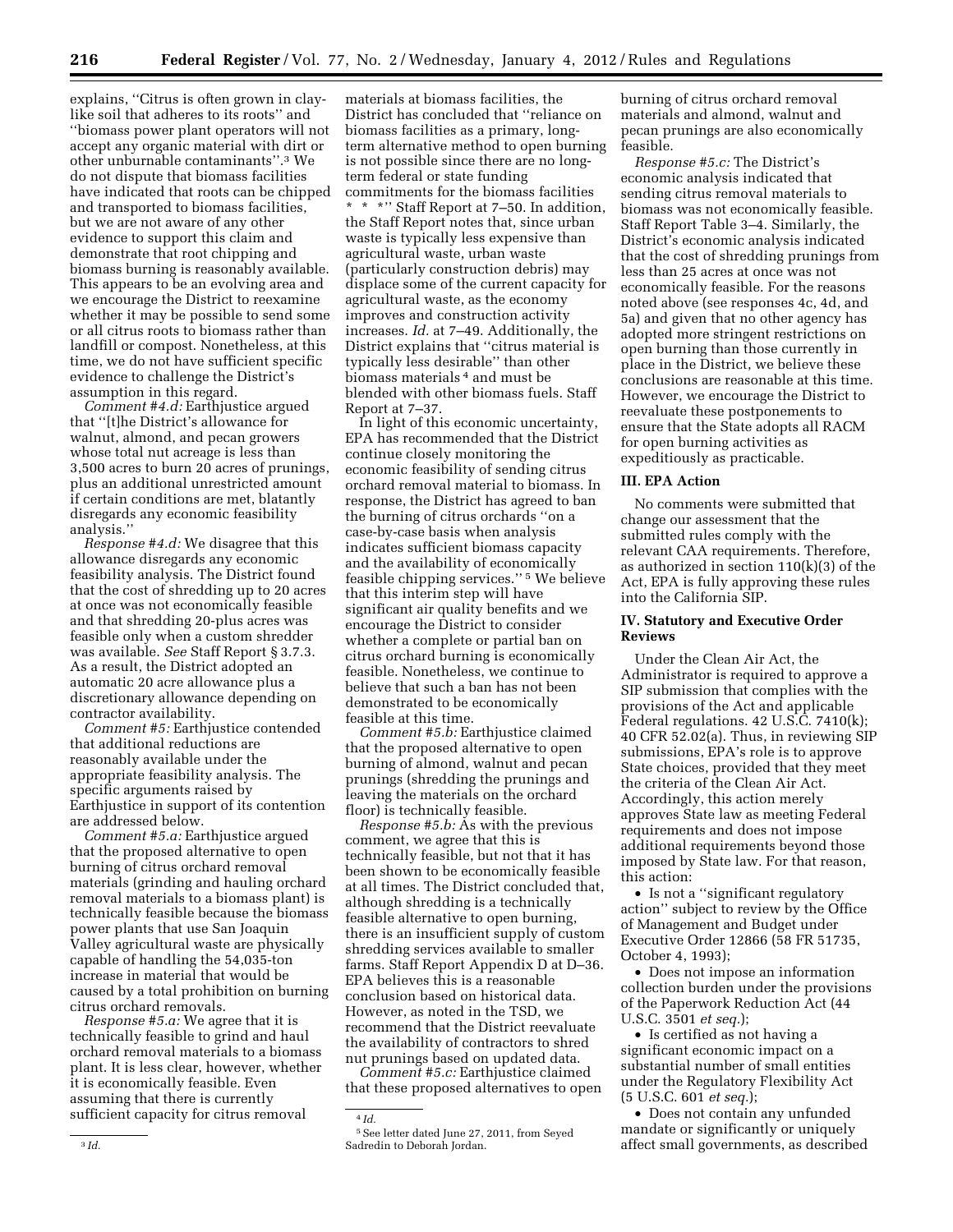explains, ''Citrus is often grown in clay-like soil that adheres to its roots'' and ''biomass power plant operators will not accept any organic material with dirt or other unburnable contaminants''.[3] We do not dispute that biomass facilities have indicated that roots can be chipped and transported to biomass facilities, but we are not aware of any other evidence to support this claim and demonstrate that root chipping and biomass burning is reasonably available. This appears to be an evolving area and we encourage the District to reexamine whether it may be possible to send some or all citrus roots to biomass rather than landfill or compost. Nonetheless, at this time, we do not have sufficient specific evidence to challenge the District's assumption in this regard.

*Comment #4.d:* Earthjustice argued that ''[t]he District's allowance for walnut, almond, and pecan growers whose total nut acreage is less than 3,500 acres to burn 20 acres of prunings, plus an additional unrestricted amount if certain conditions are met, blatantly disregards any economic feasibility analysis.''

*Response #4.d:* We disagree that this allowance disregards any economic feasibility analysis. The District found that the cost of shredding up to 20 acres at once was not economically feasible and that shredding 20-plus acres was feasible only when a custom shredder was available. *See* Staff Report § 3.7.3. As a result, the District adopted an automatic 20 acre allowance plus a discretionary allowance depending on contractor availability.

*Comment #5:* Earthjustice contended that additional reductions are reasonably available under the appropriate feasibility analysis. The specific arguments raised by Earthjustice in support of its contention are addressed below.

*Comment #5.a:* Earthjustice argued that the proposed alternative to open burning of citrus orchard removal materials (grinding and hauling orchard removal materials to a biomass plant) is technically feasible because the biomass power plants that use San Joaquin Valley agricultural waste are physically capable of handling the 54,035-ton increase in material that would be caused by a total prohibition on burning citrus orchard removals.

*Response #5.a:* We agree that it is technically feasible to grind and haul orchard removal materials to a biomass plant. It is less clear, however, whether it is economically feasible. Even assuming that there is currently sufficient capacity for citrus removal materials at biomass facilities, the District has concluded that ''reliance on biomass facilities as a primary, long-term alternative method to open burning is not possible since there are no long-term federal or state funding commitments for the biomass facilities * * *'' Staff Report at 7–50. In addition, the Staff Report notes that, since urban waste is typically less expensive than agricultural waste, urban waste (particularly construction debris) may displace some of the current capacity for agricultural waste, as the economy improves and construction activity increases. *Id.* at 7–49. Additionally, the District explains that ''citrus material is typically less desirable'' than other biomass materials[4] and must be blended with other biomass fuels. Staff Report at 7–37.

In light of this economic uncertainty, EPA has recommended that the District continue closely monitoring the economic feasibility of sending citrus orchard removal material to biomass. In response, the District has agreed to ban the burning of citrus orchards ''on a case-by-case basis when analysis indicates sufficient biomass capacity and the availability of economically feasible chipping services.''[5] We believe that this interim step will have significant air quality benefits and we encourage the District to consider whether a complete or partial ban on citrus orchard burning is economically feasible. Nonetheless, we continue to believe that such a ban has not been demonstrated to be economically feasible at this time.

*Comment #5.b:* Earthjustice claimed that the proposed alternative to open burning of almond, walnut and pecan prunings (shredding the prunings and leaving the materials on the orchard floor) is technically feasible.

*Response #5.b:* As with the previous comment, we agree that this is technically feasible, but not that it has been shown to be economically feasible at all times. The District concluded that, although shredding is a technically feasible alternative to open burning, there is an insufficient supply of custom shredding services available to smaller farms. Staff Report Appendix D at D–36. EPA believes this is a reasonable conclusion based on historical data. However, as noted in the TSD, we recommend that the District reevaluate the availability of contractors to shred nut prunings based on updated data.

*Comment #5.c:* Earthjustice claimed that these proposed alternatives to open burning of citrus orchard removal materials and almond, walnut and pecan prunings are also economically feasible.

*Response #5.c:* The District's economic analysis indicated that sending citrus removal materials to biomass was not economically feasible. Staff Report Table 3–4. Similarly, the District's economic analysis indicated that the cost of shredding prunings from less than 25 acres at once was not economically feasible. For the reasons noted above (see responses 4c, 4d, and 5a) and given that no other agency has adopted more stringent restrictions on open burning than those currently in place in the District, we believe these conclusions are reasonable at this time. However, we encourage the District to reevaluate these postponements to ensure that the State adopts all RACM for open burning activities as expeditiously as practicable.

## III. EPA Action

No comments were submitted that change our assessment that the submitted rules comply with the relevant CAA requirements. Therefore, as authorized in section 110(k)(3) of the Act, EPA is fully approving these rules into the California SIP.

## IV. Statutory and Executive Order Reviews

Under the Clean Air Act, the Administrator is required to approve a SIP submission that complies with the provisions of the Act and applicable Federal regulations. 42 U.S.C. 7410(k); 40 CFR 52.02(a). Thus, in reviewing SIP submissions, EPA's role is to approve State choices, provided that they meet the criteria of the Clean Air Act. Accordingly, this action merely approves State law as meeting Federal requirements and does not impose additional requirements beyond those imposed by State law. For that reason, this action:

- Is not a ''significant regulatory action'' subject to review by the Office of Management and Budget under Executive Order 12866 (58 FR 51735, October 4, 1993);
- Does not impose an information collection burden under the provisions of the Paperwork Reduction Act (44 U.S.C. 3501 *et seq.*);
- Is certified as not having a significant economic impact on a substantial number of small entities under the Regulatory Flexibility Act (5 U.S.C. 601 *et seq.*);
- Does not contain any unfunded mandate or significantly or uniquely affect small governments, as described

---

[3] *Id.*

[4] *Id.*

[5] See letter dated June 27, 2011, from Seyed Sadredin to Deborah Jordan.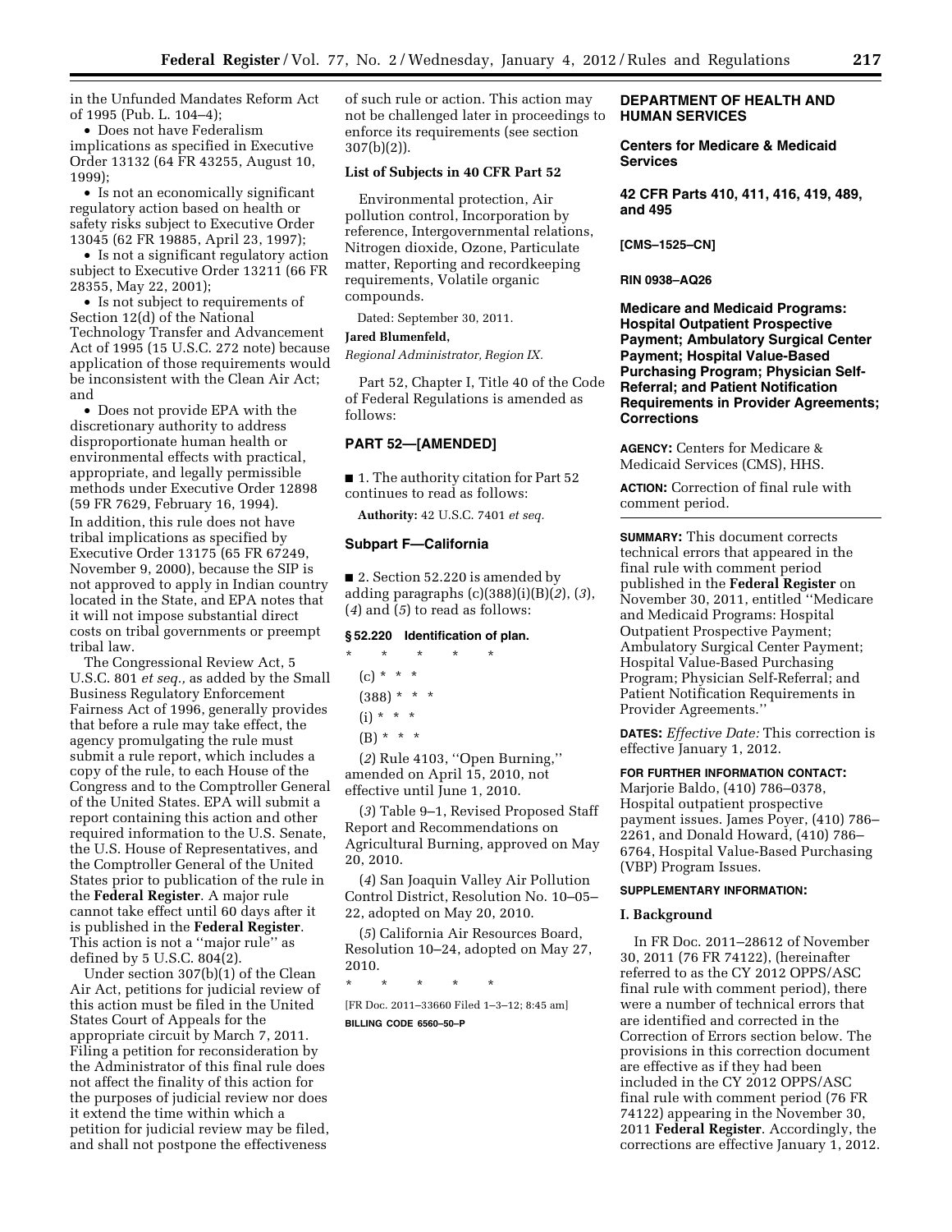in the Unfunded Mandates Reform Act of 1995 (Pub. L. 104–4);

- Does not have Federalism implications as specified in Executive Order 13132 (64 FR 43255, August 10, 1999);
- Is not an economically significant regulatory action based on health or safety risks subject to Executive Order 13045 (62 FR 19885, April 23, 1997);
- Is not a significant regulatory action subject to Executive Order 13211 (66 FR 28355, May 22, 2001);
- Is not subject to requirements of Section 12(d) of the National Technology Transfer and Advancement Act of 1995 (15 U.S.C. 272 note) because application of those requirements would be inconsistent with the Clean Air Act; and
- Does not provide EPA with the discretionary authority to address disproportionate human health or environmental effects with practical, appropriate, and legally permissible methods under Executive Order 12898 (59 FR 7629, February 16, 1994).

In addition, this rule does not have tribal implications as specified by Executive Order 13175 (65 FR 67249, November 9, 2000), because the SIP is not approved to apply in Indian country located in the State, and EPA notes that it will not impose substantial direct costs on tribal governments or preempt tribal law.

The Congressional Review Act, 5 U.S.C. 801 *et seq.,* as added by the Small Business Regulatory Enforcement Fairness Act of 1996, generally provides that before a rule may take effect, the agency promulgating the rule must submit a rule report, which includes a copy of the rule, to each House of the Congress and to the Comptroller General of the United States. EPA will submit a report containing this action and other required information to the U.S. Senate, the U.S. House of Representatives, and the Comptroller General of the United States prior to publication of the rule in the **Federal Register**. A major rule cannot take effect until 60 days after it is published in the **Federal Register**. This action is not a ''major rule'' as defined by 5 U.S.C. 804(2).

Under section 307(b)(1) of the Clean Air Act, petitions for judicial review of this action must be filed in the United States Court of Appeals for the appropriate circuit by March 7, 2011. Filing a petition for reconsideration by the Administrator of this final rule does not affect the finality of this action for the purposes of judicial review nor does it extend the time within which a petition for judicial review may be filed, and shall not postpone the effectiveness of such rule or action. This action may not be challenged later in proceedings to enforce its requirements (see section 307(b)(2)).

**List of Subjects in 40 CFR Part 52**

Environmental protection, Air pollution control, Incorporation by reference, Intergovernmental relations, Nitrogen dioxide, Ozone, Particulate matter, Reporting and recordkeeping requirements, Volatile organic compounds.

Dated: September 30, 2011.

**Jared Blumenfeld,**

*Regional Administrator, Region IX.*

Part 52, Chapter I, Title 40 of the Code of Federal Regulations is amended as follows:

## PART 52—[AMENDED]

■ 1. The authority citation for Part 52 continues to read as follows:

**Authority:** 42 U.S.C. 7401 *et seq.*

### Subpart F—California

■ 2. Section 52.220 is amended by adding paragraphs (c)(388)(i)(B)(*2*), (*3*), (*4*) and (*5*) to read as follows:

**§ 52.220 Identification of plan.**

\* \* \* \* \*

(c) \* \* \*

(388) \* \* \*

(i) \* \* \*

(B) \* \* \*

(*2*) Rule 4103, ''Open Burning,'' amended on April 15, 2010, not effective until June 1, 2010.

(*3*) Table 9–1, Revised Proposed Staff Report and Recommendations on Agricultural Burning, approved on May 20, 2010.

(*4*) San Joaquin Valley Air Pollution Control District, Resolution No. 10–05–22, adopted on May 20, 2010.

(*5*) California Air Resources Board, Resolution 10–24, adopted on May 27, 2010.

\* \* \* \* \*

[FR Doc. 2011–33660 Filed 1–3–12; 8:45 am]

**BILLING CODE 6560–50–P**

**DEPARTMENT OF HEALTH AND HUMAN SERVICES**

**Centers for Medicare & Medicaid Services**

**42 CFR Parts 410, 411, 416, 419, 489, and 495**

**[CMS–1525–CN]**

**RIN 0938–AQ26**

## Medicare and Medicaid Programs: Hospital Outpatient Prospective Payment; Ambulatory Surgical Center Payment; Hospital Value-Based Purchasing Program; Physician Self-Referral; and Patient Notification Requirements in Provider Agreements; Corrections

**AGENCY:** Centers for Medicare & Medicaid Services (CMS), HHS.

**ACTION:** Correction of final rule with comment period.

**SUMMARY:** This document corrects technical errors that appeared in the final rule with comment period published in the **Federal Register** on November 30, 2011, entitled ''Medicare and Medicaid Programs: Hospital Outpatient Prospective Payment; Ambulatory Surgical Center Payment; Hospital Value-Based Purchasing Program; Physician Self-Referral; and Patient Notification Requirements in Provider Agreements.''

**DATES:** *Effective Date:* This correction is effective January 1, 2012.

**FOR FURTHER INFORMATION CONTACT:** Marjorie Baldo, (410) 786–0378, Hospital outpatient prospective payment issues. James Poyer, (410) 786–2261, and Donald Howard, (410) 786–6764, Hospital Value-Based Purchasing (VBP) Program Issues.

**SUPPLEMENTARY INFORMATION:**

### I. Background

In FR Doc. 2011–28612 of November 30, 2011 (76 FR 74122), (hereinafter referred to as the CY 2012 OPPS/ASC final rule with comment period), there were a number of technical errors that are identified and corrected in the Correction of Errors section below. The provisions in this correction document are effective as if they had been included in the CY 2012 OPPS/ASC final rule with comment period (76 FR 74122) appearing in the November 30, 2011 **Federal Register**. Accordingly, the corrections are effective January 1, 2012.